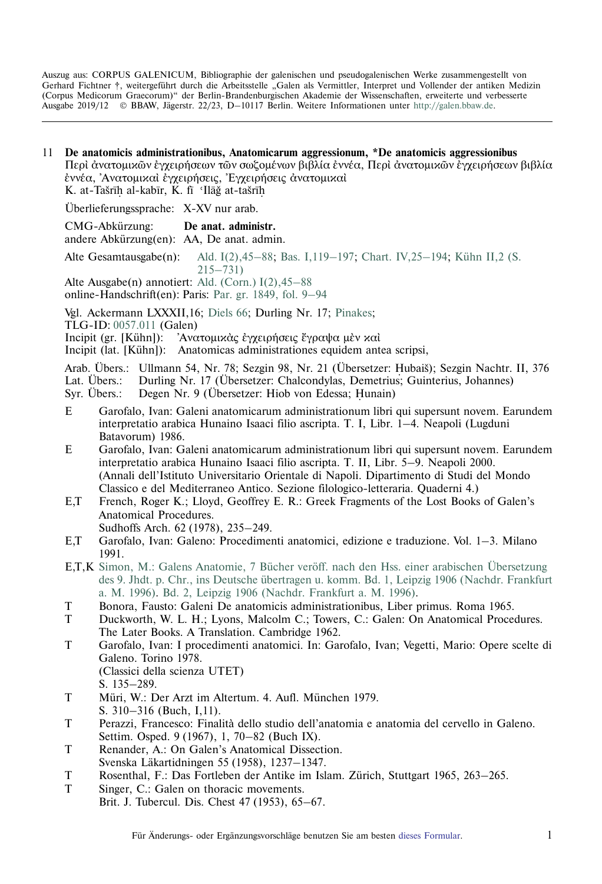Auszug aus: CORPUS GALENICUM, Bibliographie der galenischen und pseudogalenischen Werke zusammengestellt von Gerhard Fichtner †, weitergeführt durch die Arbeitsstelle „Galen als Vermittler, Interpret und Vollender der antiken Medizin (Corpus Medicorum Graecorum)“ der Berlin-Brandenburgischen Akademie der Wissenschaften, erweiterte und verbesserte Ausgabe 2019/12 © BBAW, Jägerstr. 22/23, D–10117 Berlin. Weitere Informationen unter http://galen.bbaw.de.

---

11 **De anatomicis administrationibus, Anatomicarum aggressionum, *De anatomicis aggressionibus**
Περὶ ἀνατομικῶν ἐγχειρήσεων τῶν σωζομένων βιβλία ἐννέα, Περὶ ἀνατομικῶν ἐγχειρήσεων βιβλία ἐννέα, Ἀνατομικαὶ ἐγχειρήσεις, Ἐγχειρήσεις ἀνατομικαὶ
K. at-Tašrīḥ al-kabīr, K. fī ʿIlāǧ at-tašrīḥ

Überlieferungssprache: X-XV nur arab.

CMG-Abkürzung: **De anat. administr.**
andere Abkürzung(en): AA, De anat. admin.

Alte Gesamtausgabe(n): Ald. I(2),45–88; Bas. I,119–197; Chart. IV,25–194; Kühn II,2 (S. 215–731)
Alte Ausgabe(n) annotiert: Ald. (Corn.) I(2),45–88
online-Handschrift(en): Paris: Par. gr. 1849, fol. 9–94

Vgl. Ackermann LXXXII,16; Diels 66; Durling Nr. 17; Pinakes;
TLG-ID: 0057.011 (Galen)
Incipit (gr. [Kühn]): Ἀνατομικὰς ἐγχειρήσεις ἔγραψα μὲν καὶ
Incipit (lat. [Kühn]): Anatomicas administrationes equidem antea scripsi,

Arab. Übers.: Ullmann 54, Nr. 78; Sezgin 98, Nr. 21 (Übersetzer: Ḥubaiš); Sezgin Nachtr. II, 376
Lat. Übers.: Durling Nr. 17 (Übersetzer: Chalcondylas, Demetrius; Guinterius, Johannes)
Syr. Übers.: Degen Nr. 9 (Übersetzer: Hiob von Edessa; Ḥunain)

- E Garofalo, Ivan: Galeni anatomicarum administrationum libri qui supersunt novem. Earundem interpretatio arabica Hunaino Isaaci filio ascripta. T. I, Libr. 1–4. Neapoli (Lugduni Batavorum) 1986.
- E Garofalo, Ivan: Galeni anatomicarum administrationum libri qui supersunt novem. Earundem interpretatio arabica Hunaino Isaaci filio ascripta. T. II, Libr. 5–9. Neapoli 2000. (Annali dell'Istituto Universitario Orientale di Napoli. Dipartimento di Studi del Mondo Classico e del Mediterraneo Antico. Sezione filologico-letteraria. Quaderni 4.)
- E,T French, Roger K.; Lloyd, Geoffrey E. R.: Greek Fragments of the Lost Books of Galen's Anatomical Procedures.
  Sudhoffs Arch. 62 (1978), 235–249.
- E,T Garofalo, Ivan: Galeno: Procedimenti anatomici, edizione e traduzione. Vol. 1–3. Milano 1991.
- E,T,K Simon, M.: Galens Anatomie, 7 Bücher veröff. nach den Hss. einer arabischen Übersetzung des 9. Jhdt. p. Chr., ins Deutsche übertragen u. komm. Bd. 1, Leipzig 1906 (Nachdr. Frankfurt a. M. 1996). Bd. 2, Leipzig 1906 (Nachdr. Frankfurt a. M. 1996).
- T Bonora, Fausto: Galeni De anatomicis administrationibus, Liber primus. Roma 1965.
- T Duckworth, W. L. H.; Lyons, Malcolm C.; Towers, C.: Galen: On Anatomical Procedures. The Later Books. A Translation. Cambridge 1962.
- T Garofalo, Ivan: I procedimenti anatomici. In: Garofalo, Ivan; Vegetti, Mario: Opere scelte di Galeno. Torino 1978.
  (Classici della scienza UTET)
  S. 135–289.
- T Müri, W.: Der Arzt im Altertum. 4. Aufl. München 1979.
  S. 310–316 (Buch, I,11).
- T Perazzi, Francesco: Finalità dello studio dell'anatomia e anatomia del cervello in Galeno. Settim. Osped. 9 (1967), 1, 70–82 (Buch IX).
- T Renander, A.: On Galen's Anatomical Dissection.
  Svenska Läkartidningen 55 (1958), 1237–1347.
- T Rosenthal, F.: Das Fortleben der Antike im Islam. Zürich, Stuttgart 1965, 263–265.
- T Singer, C.: Galen on thoracic movements.
  Brit. J. Tubercul. Dis. Chest 47 (1953), 65–67.

Für Änderungs- oder Ergänzungsvorschläge benutzen Sie am besten dieses Formular.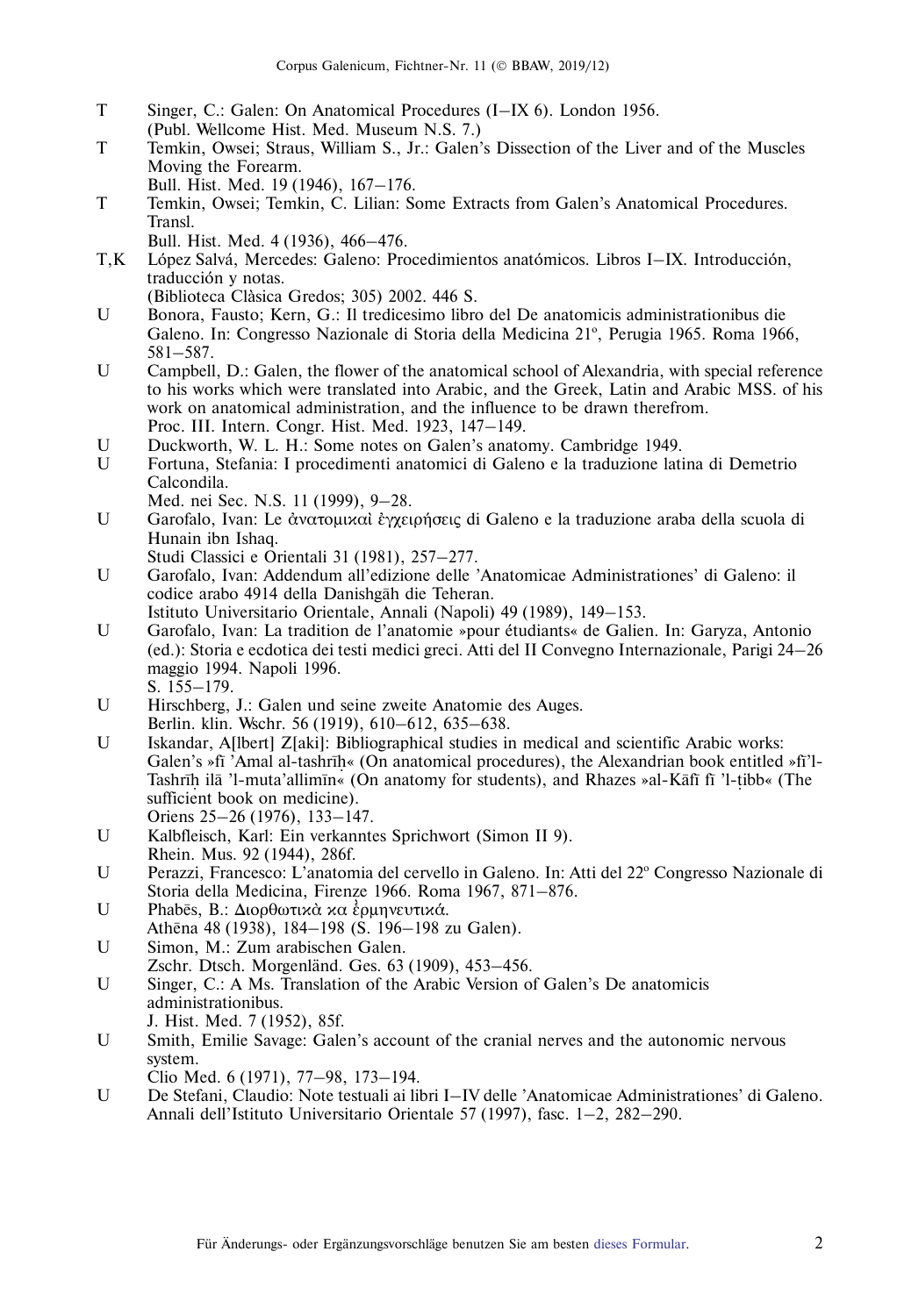T Singer, C.: Galen: On Anatomical Procedures (I–IX 6). London 1956.
(Publ. Wellcome Hist. Med. Museum N.S. 7.)

T Temkin, Owsei; Straus, William S., Jr.: Galen's Dissection of the Liver and of the Muscles Moving the Forearm.
Bull. Hist. Med. 19 (1946), 167–176.

T Temkin, Owsei; Temkin, C. Lilian: Some Extracts from Galen's Anatomical Procedures. Transl.
Bull. Hist. Med. 4 (1936), 466–476.

T,K López Salvá, Mercedes: Galeno: Procedimientos anatómicos. Libros I–IX. Introducción, traducción y notas.
(Biblioteca Clàsica Gredos; 305) 2002. 446 S.

U Bonora, Fausto; Kern, G.: Il tredicesimo libro del De anatomicis administrationibus die Galeno. In: Congresso Nazionale di Storia della Medicina 21º, Perugia 1965. Roma 1966, 581–587.

U Campbell, D.: Galen, the flower of the anatomical school of Alexandria, with special reference to his works which were translated into Arabic, and the Greek, Latin and Arabic MSS. of his work on anatomical administration, and the influence to be drawn therefrom.
Proc. III. Intern. Congr. Hist. Med. 1923, 147–149.

U Duckworth, W. L. H.: Some notes on Galen's anatomy. Cambridge 1949.

U Fortuna, Stefania: I procedimenti anatomici di Galeno e la traduzione latina di Demetrio Calcondila.
Med. nei Sec. N.S. 11 (1999), 9–28.

U Garofalo, Ivan: Le ἀνατομικαὶ ἐγχειρήσεις di Galeno e la traduzione araba della scuola di Hunain ibn Ishaq.
Studi Classici e Orientali 31 (1981), 257–277.

U Garofalo, Ivan: Addendum all'edizione delle 'Anatomicae Administrationes' di Galeno: il codice arabo 4914 della Danishgāh die Teheran.
Istituto Universitario Orientale, Annali (Napoli) 49 (1989), 149–153.

U Garofalo, Ivan: La tradition de l'anatomie »pour étudiants« de Galien. In: Garyza, Antonio (ed.): Storia e ecdotica dei testi medici greci. Atti del II Convegno Internazionale, Parigi 24–26 maggio 1994. Napoli 1996.
S. 155–179.

U Hirschberg, J.: Galen und seine zweite Anatomie des Auges.
Berlin. klin. Wschr. 56 (1919), 610–612, 635–638.

U Iskandar, A[lbert] Z[aki]: Bibliographical studies in medical and scientific Arabic works: Galen's »fī 'Amal al-tashrīḥ« (On anatomical procedures), the Alexandrian book entitled »fī'l-Tashrīḥ ilā 'l-muta'allimīn« (On anatomy for students), and Rhazes »al-Kāfī fī 'l-ṭibb« (The sufficient book on medicine).
Oriens 25–26 (1976), 133–147.

U Kalbfleisch, Karl: Ein verkanntes Sprichwort (Simon II 9).
Rhein. Mus. 92 (1944), 286f.

U Perazzi, Francesco: L'anatomia del cervello in Galeno. In: Atti del 22º Congresso Nazionale di Storia della Medicina, Firenze 1966. Roma 1967, 871–876.

U Phabēs, B.: Διορθωτικὰ κα ἑρμηνευτικά.
Athēna 48 (1938), 184–198 (S. 196–198 zu Galen).

U Simon, M.: Zum arabischen Galen.
Zschr. Dtsch. Morgenländ. Ges. 63 (1909), 453–456.

U Singer, C.: A Ms. Translation of the Arabic Version of Galen's De anatomicis administrationibus.
J. Hist. Med. 7 (1952), 85f.

U Smith, Emilie Savage: Galen's account of the cranial nerves and the autonomic nervous system.
Clio Med. 6 (1971), 77–98, 173–194.

U De Stefani, Claudio: Note testuali ai libri I–IV delle 'Anatomicae Administrationes' di Galeno. Annali dell'Istituto Universitario Orientale 57 (1997), fasc. 1–2, 282–290.